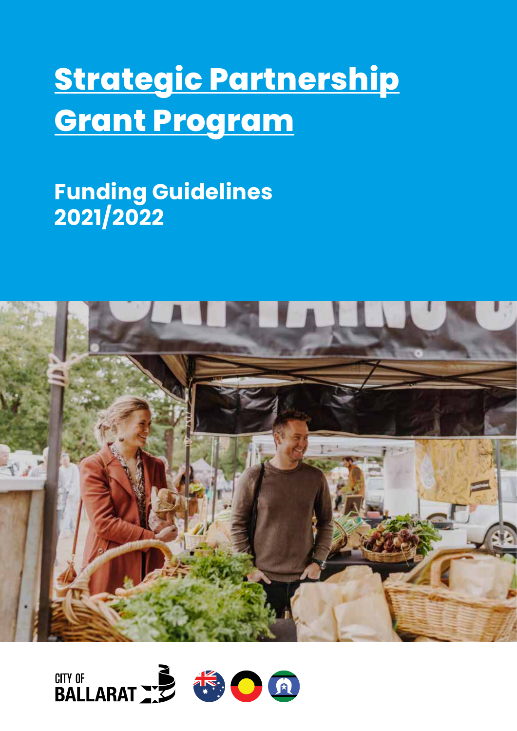# Strategic Partnership Grant Program

## Funding Guidelines 2021/2022

CITY OF BALLARAT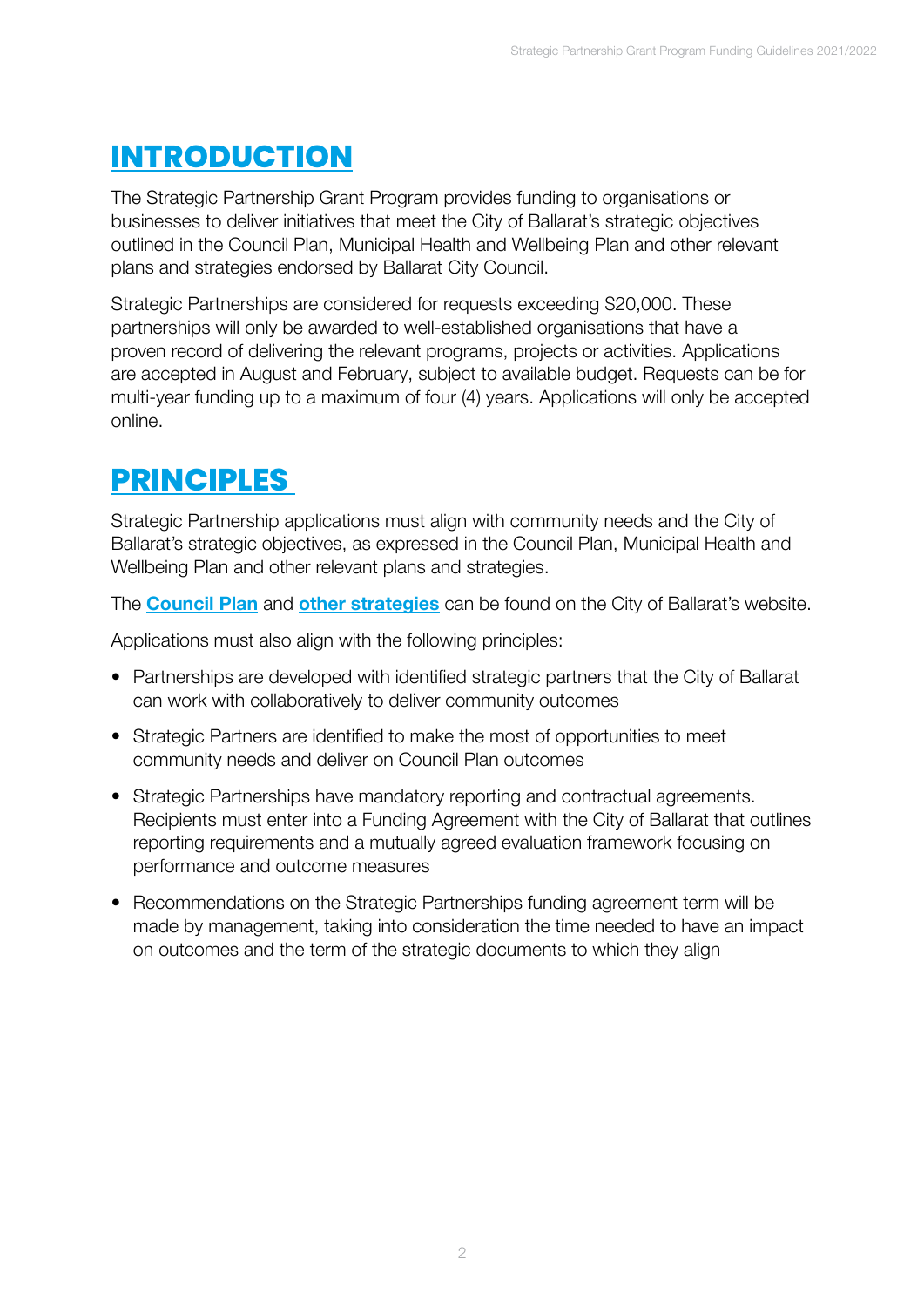# INTRODUCTION

The Strategic Partnership Grant Program provides funding to organisations or businesses to deliver initiatives that meet the City of Ballarat's strategic objectives outlined in the Council Plan, Municipal Health and Wellbeing Plan and other relevant plans and strategies endorsed by Ballarat City Council.

Strategic Partnerships are considered for requests exceeding $20,000. These partnerships will only be awarded to well-established organisations that have a proven record of delivering the relevant programs, projects or activities. Applications are accepted in August and February, subject to available budget. Requests can be for multi-year funding up to a maximum of four (4) years. Applications will only be accepted online.

# PRINCIPLES

Strategic Partnership applications must align with community needs and the City of Ballarat's strategic objectives, as expressed in the Council Plan, Municipal Health and Wellbeing Plan and other relevant plans and strategies.

The **Council Plan** and **other strategies** can be found on the City of Ballarat's website.

Applications must also align with the following principles:

- Partnerships are developed with identified strategic partners that the City of Ballarat can work with collaboratively to deliver community outcomes
- Strategic Partners are identified to make the most of opportunities to meet community needs and deliver on Council Plan outcomes
- Strategic Partnerships have mandatory reporting and contractual agreements. Recipients must enter into a Funding Agreement with the City of Ballarat that outlines reporting requirements and a mutually agreed evaluation framework focusing on performance and outcome measures
- Recommendations on the Strategic Partnerships funding agreement term will be made by management, taking into consideration the time needed to have an impact on outcomes and the term of the strategic documents to which they align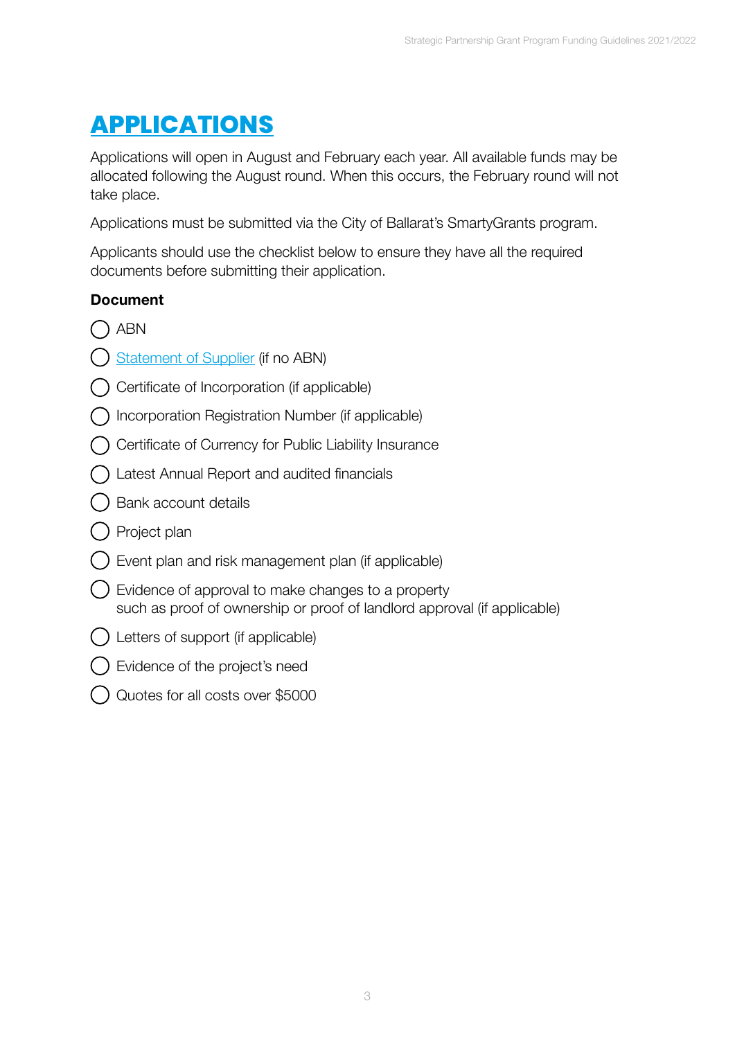# APPLICATIONS

Applications will open in August and February each year. All available funds may be allocated following the August round. When this occurs, the February round will not take place.

Applications must be submitted via the City of Ballarat's SmartyGrants program.

Applicants should use the checklist below to ensure they have all the required documents before submitting their application.

**Document**

- ◯ ABN
- ◯ Statement of Supplier (if no ABN)
- ◯ Certificate of Incorporation (if applicable)
- ◯ Incorporation Registration Number (if applicable)
- ◯ Certificate of Currency for Public Liability Insurance
- ◯ Latest Annual Report and audited financials
- ◯ Bank account details
- ◯ Project plan
- ◯ Event plan and risk management plan (if applicable)
- ◯ Evidence of approval to make changes to a property such as proof of ownership or proof of landlord approval (if applicable)
- ◯ Letters of support (if applicable)
- ◯ Evidence of the project's need
- ◯ Quotes for all costs over $5000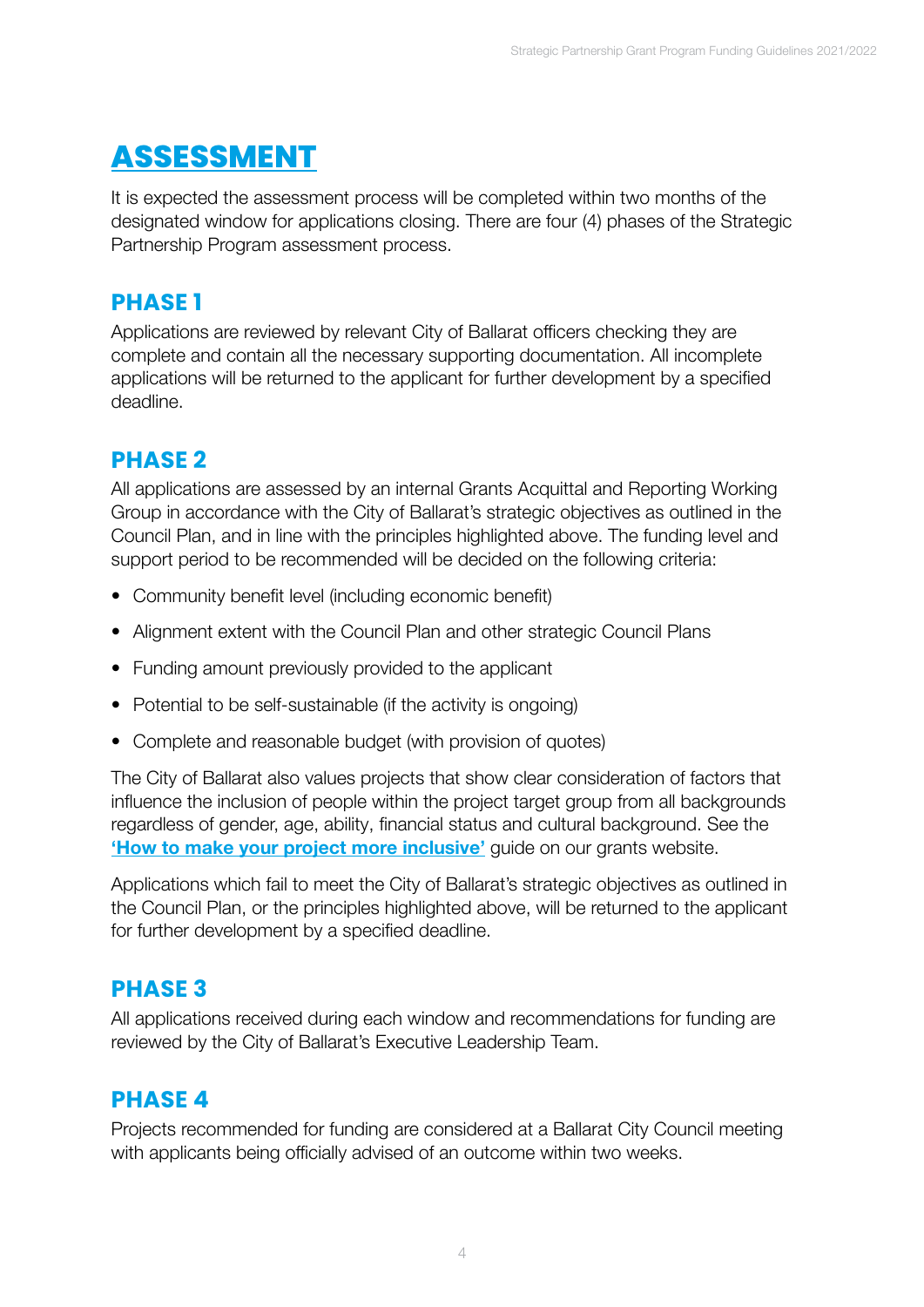# ASSESSMENT

It is expected the assessment process will be completed within two months of the designated window for applications closing. There are four (4) phases of the Strategic Partnership Program assessment process.

## PHASE 1

Applications are reviewed by relevant City of Ballarat officers checking they are complete and contain all the necessary supporting documentation. All incomplete applications will be returned to the applicant for further development by a specified deadline.

## PHASE 2

All applications are assessed by an internal Grants Acquittal and Reporting Working Group in accordance with the City of Ballarat's strategic objectives as outlined in the Council Plan, and in line with the principles highlighted above. The funding level and support period to be recommended will be decided on the following criteria:

- Community benefit level (including economic benefit)
- Alignment extent with the Council Plan and other strategic Council Plans
- Funding amount previously provided to the applicant
- Potential to be self-sustainable (if the activity is ongoing)
- Complete and reasonable budget (with provision of quotes)

The City of Ballarat also values projects that show clear consideration of factors that influence the inclusion of people within the project target group from all backgrounds regardless of gender, age, ability, financial status and cultural background. See the **'How to make your project more inclusive'** guide on our grants website.

Applications which fail to meet the City of Ballarat's strategic objectives as outlined in the Council Plan, or the principles highlighted above, will be returned to the applicant for further development by a specified deadline.

## PHASE 3

All applications received during each window and recommendations for funding are reviewed by the City of Ballarat's Executive Leadership Team.

## PHASE 4

Projects recommended for funding are considered at a Ballarat City Council meeting with applicants being officially advised of an outcome within two weeks.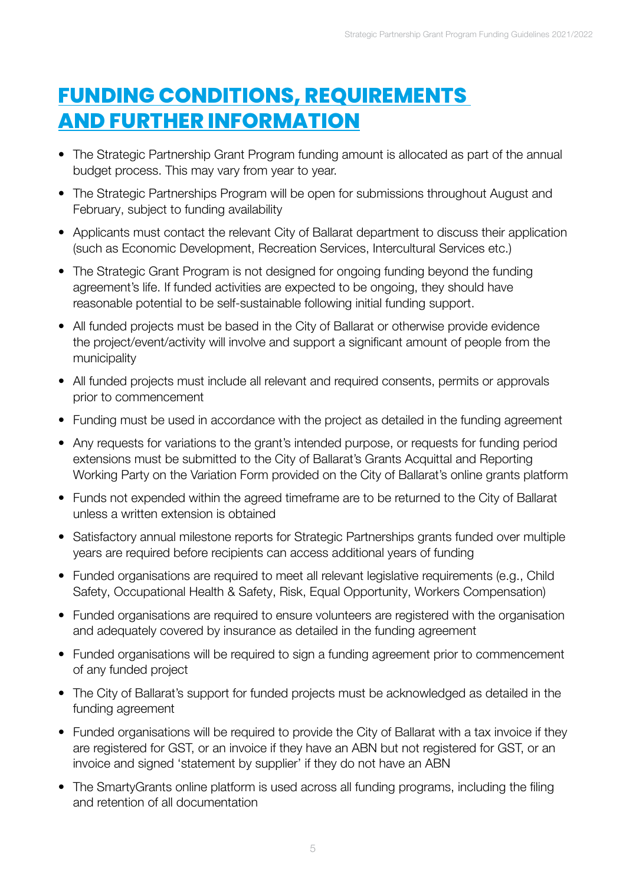# FUNDING CONDITIONS, REQUIREMENTS AND FURTHER INFORMATION

- The Strategic Partnership Grant Program funding amount is allocated as part of the annual budget process. This may vary from year to year.
- The Strategic Partnerships Program will be open for submissions throughout August and February, subject to funding availability
- Applicants must contact the relevant City of Ballarat department to discuss their application (such as Economic Development, Recreation Services, Intercultural Services etc.)
- The Strategic Grant Program is not designed for ongoing funding beyond the funding agreement's life. If funded activities are expected to be ongoing, they should have reasonable potential to be self-sustainable following initial funding support.
- All funded projects must be based in the City of Ballarat or otherwise provide evidence the project/event/activity will involve and support a significant amount of people from the municipality
- All funded projects must include all relevant and required consents, permits or approvals prior to commencement
- Funding must be used in accordance with the project as detailed in the funding agreement
- Any requests for variations to the grant's intended purpose, or requests for funding period extensions must be submitted to the City of Ballarat's Grants Acquittal and Reporting Working Party on the Variation Form provided on the City of Ballarat's online grants platform
- Funds not expended within the agreed timeframe are to be returned to the City of Ballarat unless a written extension is obtained
- Satisfactory annual milestone reports for Strategic Partnerships grants funded over multiple years are required before recipients can access additional years of funding
- Funded organisations are required to meet all relevant legislative requirements (e.g., Child Safety, Occupational Health & Safety, Risk, Equal Opportunity, Workers Compensation)
- Funded organisations are required to ensure volunteers are registered with the organisation and adequately covered by insurance as detailed in the funding agreement
- Funded organisations will be required to sign a funding agreement prior to commencement of any funded project
- The City of Ballarat's support for funded projects must be acknowledged as detailed in the funding agreement
- Funded organisations will be required to provide the City of Ballarat with a tax invoice if they are registered for GST, or an invoice if they have an ABN but not registered for GST, or an invoice and signed 'statement by supplier' if they do not have an ABN
- The SmartyGrants online platform is used across all funding programs, including the filing and retention of all documentation